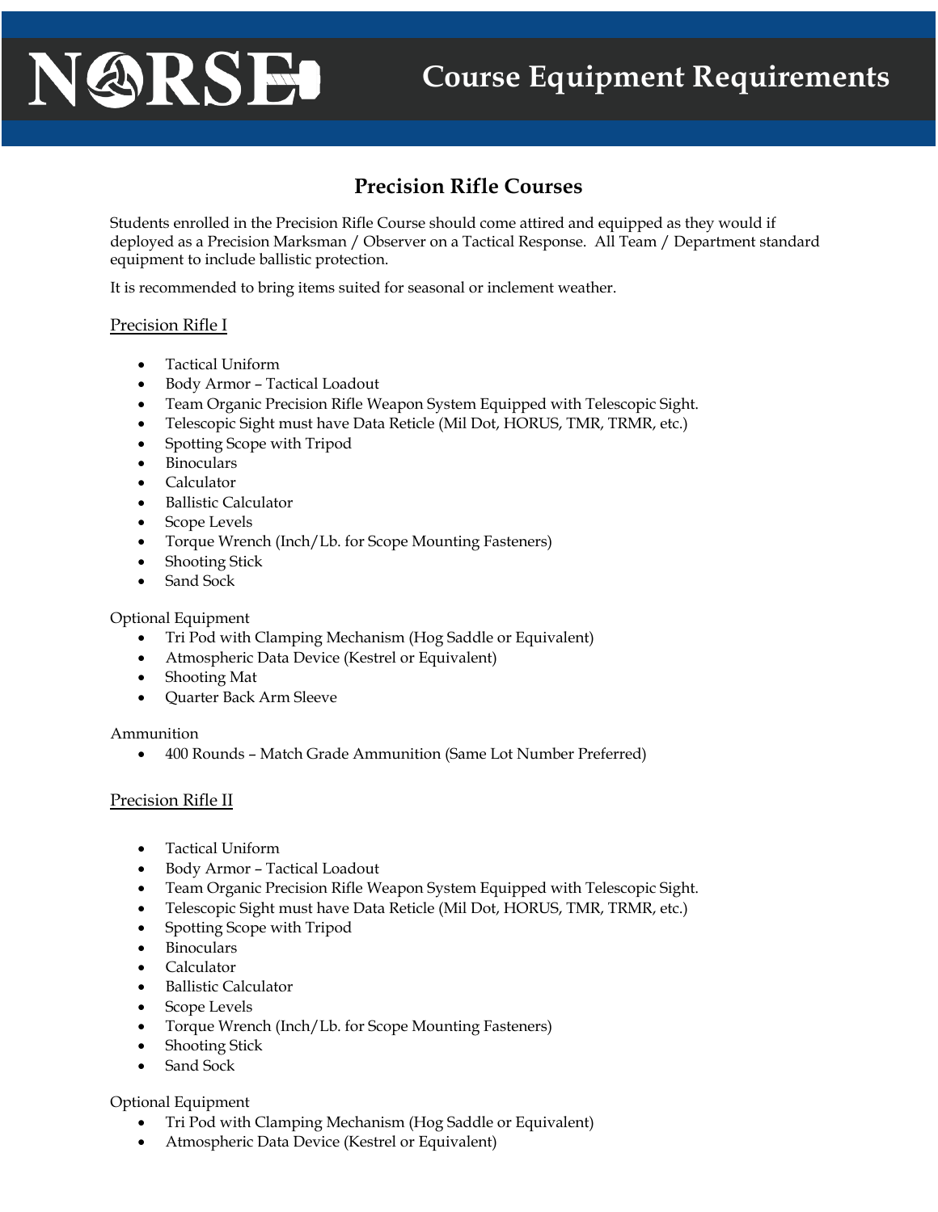# NORSE

# Course Equipment Requirements

## Precision Rifle Courses

Students enrolled in the Precision Rifle Course should come attired and equipped as they would if deployed as a Precision Marksman / Observer on a Tactical Response. All Team / Department standard equipment to include ballistic protection.

It is recommended to bring items suited for seasonal or inclement weather.

### Precision Rifle I

- Tactical Uniform
- Body Armor – Tactical Loadout
- Team Organic Precision Rifle Weapon System Equipped with Telescopic Sight.
- Telescopic Sight must have Data Reticle (Mil Dot, HORUS, TMR, TRMR, etc.)
- Spotting Scope with Tripod
- Binoculars
- Calculator
- Ballistic Calculator
- Scope Levels
- Torque Wrench (Inch/Lb. for Scope Mounting Fasteners)
- Shooting Stick
- Sand Sock

Optional Equipment

- Tri Pod with Clamping Mechanism (Hog Saddle or Equivalent)
- Atmospheric Data Device (Kestrel or Equivalent)
- Shooting Mat
- Quarter Back Arm Sleeve

Ammunition

- 400 Rounds – Match Grade Ammunition (Same Lot Number Preferred)

### Precision Rifle II

- Tactical Uniform
- Body Armor – Tactical Loadout
- Team Organic Precision Rifle Weapon System Equipped with Telescopic Sight.
- Telescopic Sight must have Data Reticle (Mil Dot, HORUS, TMR, TRMR, etc.)
- Spotting Scope with Tripod
- Binoculars
- Calculator
- Ballistic Calculator
- Scope Levels
- Torque Wrench (Inch/Lb. for Scope Mounting Fasteners)
- Shooting Stick
- Sand Sock

Optional Equipment

- Tri Pod with Clamping Mechanism (Hog Saddle or Equivalent)
- Atmospheric Data Device (Kestrel or Equivalent)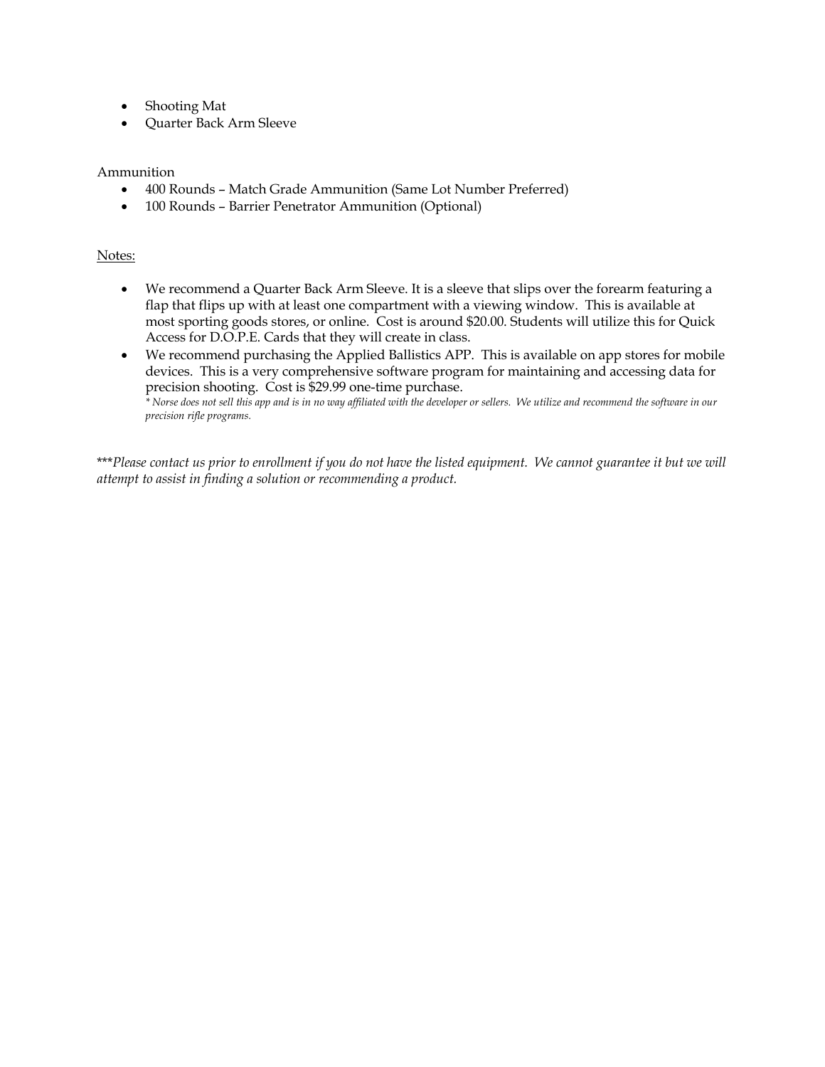- Shooting Mat
- Quarter Back Arm Sleeve

Ammunition

- 400 Rounds – Match Grade Ammunition (Same Lot Number Preferred)
- 100 Rounds – Barrier Penetrator Ammunition (Optional)

<u>Notes:</u>

- We recommend a Quarter Back Arm Sleeve. It is a sleeve that slips over the forearm featuring a flap that flips up with at least one compartment with a viewing window. This is available at most sporting goods stores, or online. Cost is around $20.00. Students will utilize this for Quick Access for D.O.P.E. Cards that they will create in class.
- We recommend purchasing the Applied Ballistics APP. This is available on app stores for mobile devices. This is a very comprehensive software program for maintaining and accessing data for precision shooting. Cost is $29.99 one-time purchase.
  *\* Norse does not sell this app and is in no way affiliated with the developer or sellers. We utilize and recommend the software in our precision rifle programs.*

*\*\*\*Please contact us prior to enrollment if you do not have the listed equipment. We cannot guarantee it but we will attempt to assist in finding a solution or recommending a product.*